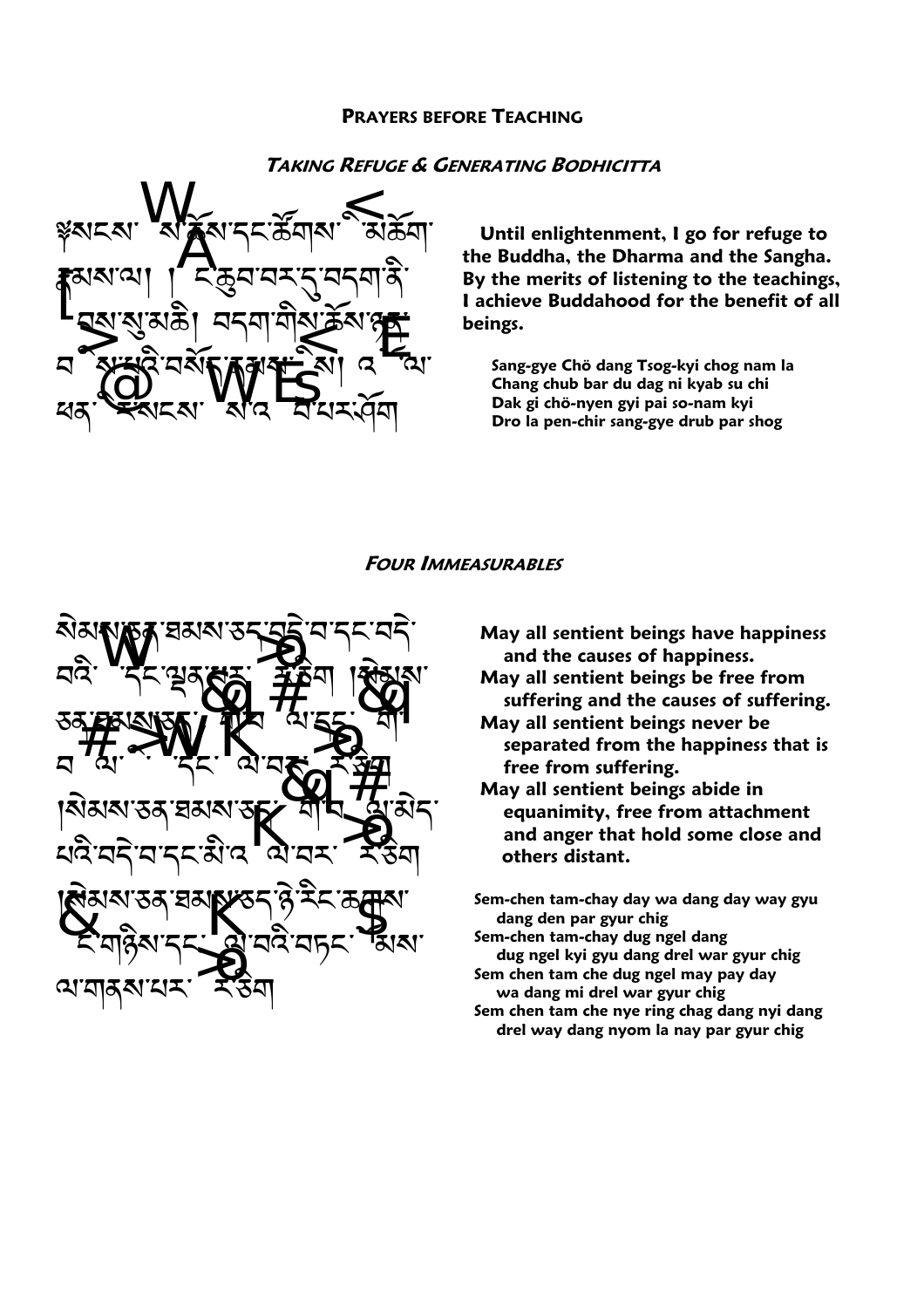**Prayers before Teaching**

***Taking Refuge & Generating Bodhicitta***

༄སངས་རྒྱས་ཆོས་དང་ཚོགས་ཀྱི་མཆོག་རྣམས་ལ། །བྱང་ཆུབ་བར་དུ་བདག་ནི་སྐྱབས་སུ་མཆི། །བདག་གིས་ཆོས་ཉན་བགྱིས་པའི་བསོད་ནམས་ཀྱིས། །འགྲོ་ལ་ཕན་ཕྱིར་སངས་རྒྱས་འགྲུབ་པར་ཤོག །

**Until enlightenment, I go for refuge to the Buddha, the Dharma and the Sangha. By the merits of listening to the teachings, I achieve Buddhahood for the benefit of all beings.**

**Sang-gye Chö dang Tsog-kyi chog nam la**
**Chang chub bar du dag ni kyab su chi**
**Dak gi chö-nyen gyi pai so-nam kyi**
**Dro la pen-chir sang-gye drub par shog**

***Four Immeasurables***

སེམས་ཅན་ཐམས་ཅད་བདེ་བ་དང་བདེ་བའི་རྒྱུ་དང་ལྡན་པར་གྱུར་ཅིག །སེམས་ཅན་ཐམས་ཅད་སྡུག་བསྔལ་དང་སྡུག་བསྔལ་གྱི་རྒྱུ་དང་བྲལ་བར་གྱུར་ཅིག །སེམས་ཅན་ཐམས་ཅད་སྡུག་བསྔལ་མེད་པའི་བདེ་བ་དང་མི་འབྲལ་བར་གྱུར་ཅིག །སེམས་ཅན་ཐམས་ཅད་ཉེ་རིང་ཆགས་སྡང་གཉིས་དང་བྲལ་བའི་བཏང་སྙོམས་ལ་གནས་པར་གྱུར་ཅིག །

**May all sentient beings have happiness and the causes of happiness.**
**May all sentient beings be free from suffering and the causes of suffering.**
**May all sentient beings never be separated from the happiness that is free from suffering.**
**May all sentient beings abide in equanimity, free from attachment and anger that hold some close and others distant.**

**Sem-chen tam-chay day wa dang day way gyu dang den par gyur chig**
**Sem-chen tam-chay dug ngel dang dug ngel kyi gyu dang drel war gyur chig**
**Sem chen tam che dug ngel may pay day wa dang mi drel war gyur chig**
**Sem chen tam che nye ring chag dang nyi dang drel way dang nyom la nay par gyur chig**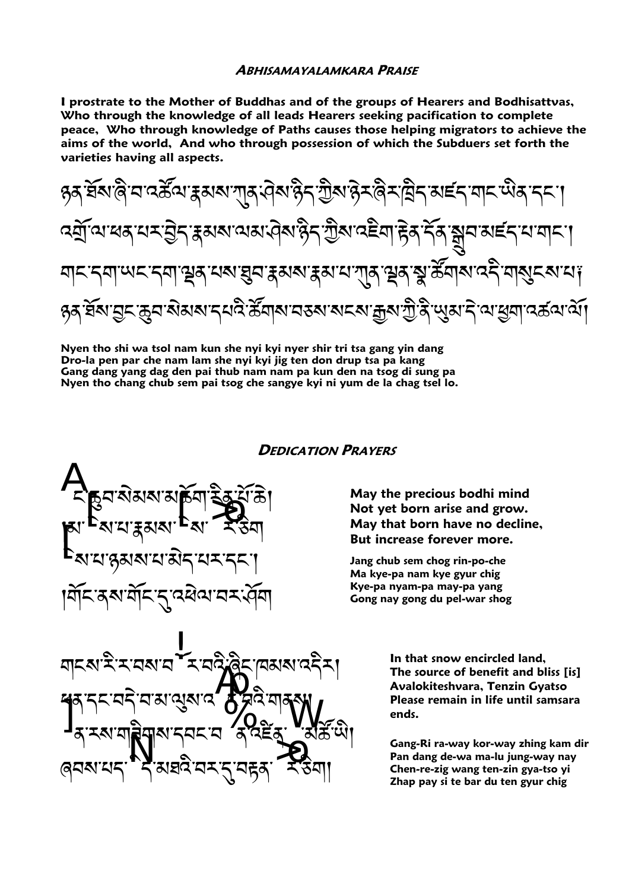### *Abhisamayalamkara Praise*

**I prostrate to the Mother of Buddhas and of the groups of Hearers and Bodhisattvas, Who through the knowledge of all leads Hearers seeking pacification to complete peace, Who through knowledge of Paths causes those helping migrators to achieve the aims of the world, And who through possession of which the Subduers set forth the varieties having all aspects.**

ཉན་ཐོས་ཞི་བ་འཚོལ་རྣམས་ཀུན་ཤེས་ཉིད་ཀྱིས་ཉེར་ཞི་ཁྲིད་མཛད་གང་ཡིན་དང་།
འགྲོ་ལ་ཕན་པར་བྱེད་རྣམས་ལམ་ཤེས་ཉིད་ཀྱིས་འཇིག་རྟེན་དོན་སྒྲུབ་མཛད་པ་གང་།
གང་དག་ཡང་དག་ལྡན་པས་ཐུབ་རྣམས་རྣམ་པ་ཀུན་ལྡན་སྣ་ཚོགས་འདི་གསུངས་པ།
ཉན་ཐོས་བྱང་ཆུབ་སེམས་དཔའི་ཚོགས་བཅས་སངས་རྒྱས་ཀྱི་ནི་ཡུམ་དེ་ལ་ཕྱག་འཚལ་ལོ།

**Nyen tho shi wa tsol nam kun she nyi kyi nyer shir tri tsa gang yin dang
Dro-la pen par che nam lam she nyi kyi jig ten don drup tsa pa kang
Gang dang yang dag den pai thub nam nam pa kun den na tsog di sung pa
Nyen tho chang chub sem pai tsog che sangye kyi ni yum de la chag tsel lo.**

### *Dedication Prayers*

A
ང་ཆུབ་སེམས་མཆོག་རིན་[ >o ཆེ།
[ མ་ [ས་པ་རྣམས་ [ས་ ར་ཅིག
[ས་པ་ཉམས་པ་མེད་པར་ཡང་།
།གོང་ནས་གོང་དུ་འཕེལ་བར་ཤོག

**May the precious bodhi mind
Not yet born arise and grow.
May that born have no decline,
But increase forever more.**

**Jang chub sem chog rin-po-che
Ma kye-pa nam kye gyur chig
Kye-pa nyam-pa may-pa yang
Gong nay gong du pel-war shog**

གངས་རི་ར་བས་བ ! ར་བའི་ཞིང་ཁམས་འདིར།
ཕན་དང་བདེ་བ་མ་ལུས་འ A% བའི་གནས།
] ན་རས་གཟིགས་དབང་བ W ན་འཛིན་ མཚོ་ཡི།
ཞབས་པད་ N ད་མཐའི་བར་དུ་བརྟན་ >o ར་ཅིག།

**In that snow encircled land,
The source of benefit and bliss [is]
Avalokiteshvara, Tenzin Gyatso
Please remain in life until samsara ends.**

**Gang-Ri ra-way kor-way zhing kam dir
Pan dang de-wa ma-lu jung-way nay
Chen-re-zig wang ten-zin gya-tso yi
Zhap pay si te bar du ten gyur chig**